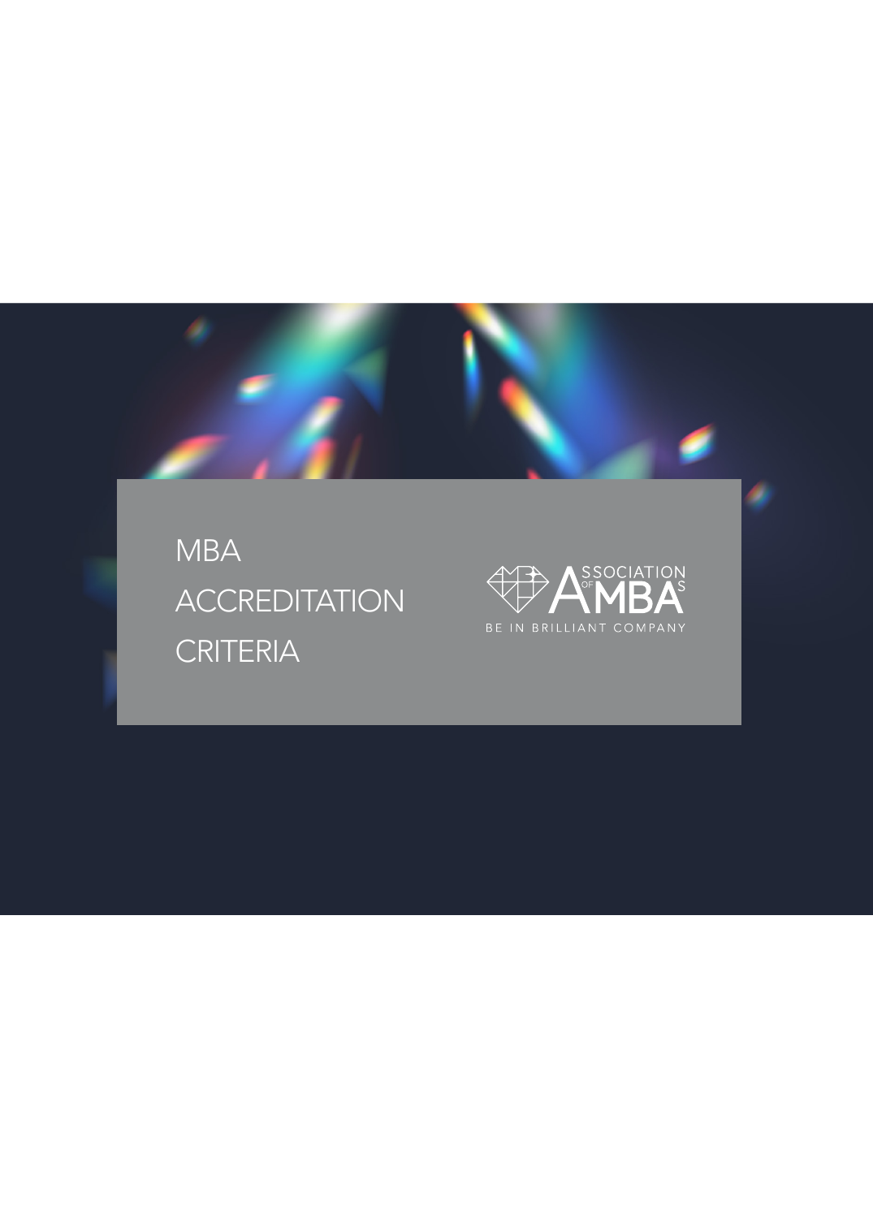# MBA ACCREDITATION CRITERIA

ASSOCIATION OF MBAS

BE IN BRILLIANT COMPANY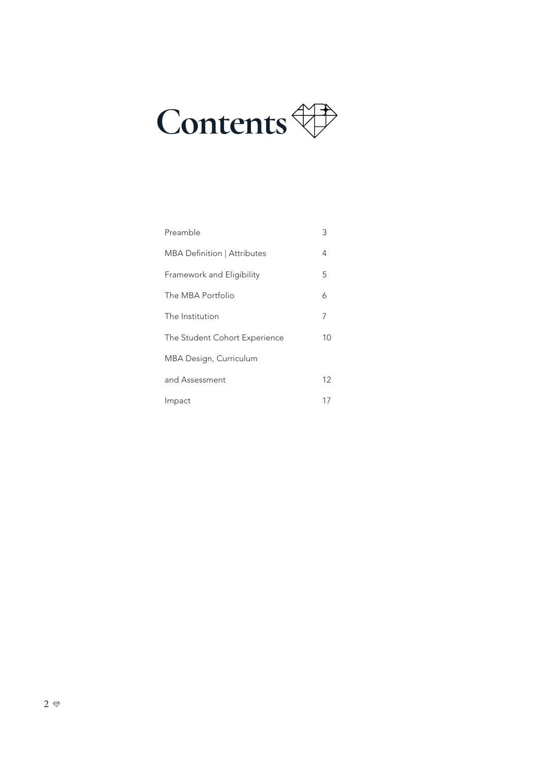# Contents

| | |
|---|---|
| Preamble | 3 |
| MBA Definition \| Attributes | 4 |
| Framework and Eligibility | 5 |
| The MBA Portfolio | 6 |
| The Institution | 7 |
| The Student Cohort Experience | 10 |
| MBA Design, Curriculum and Assessment | 12 |
| Impact | 17 |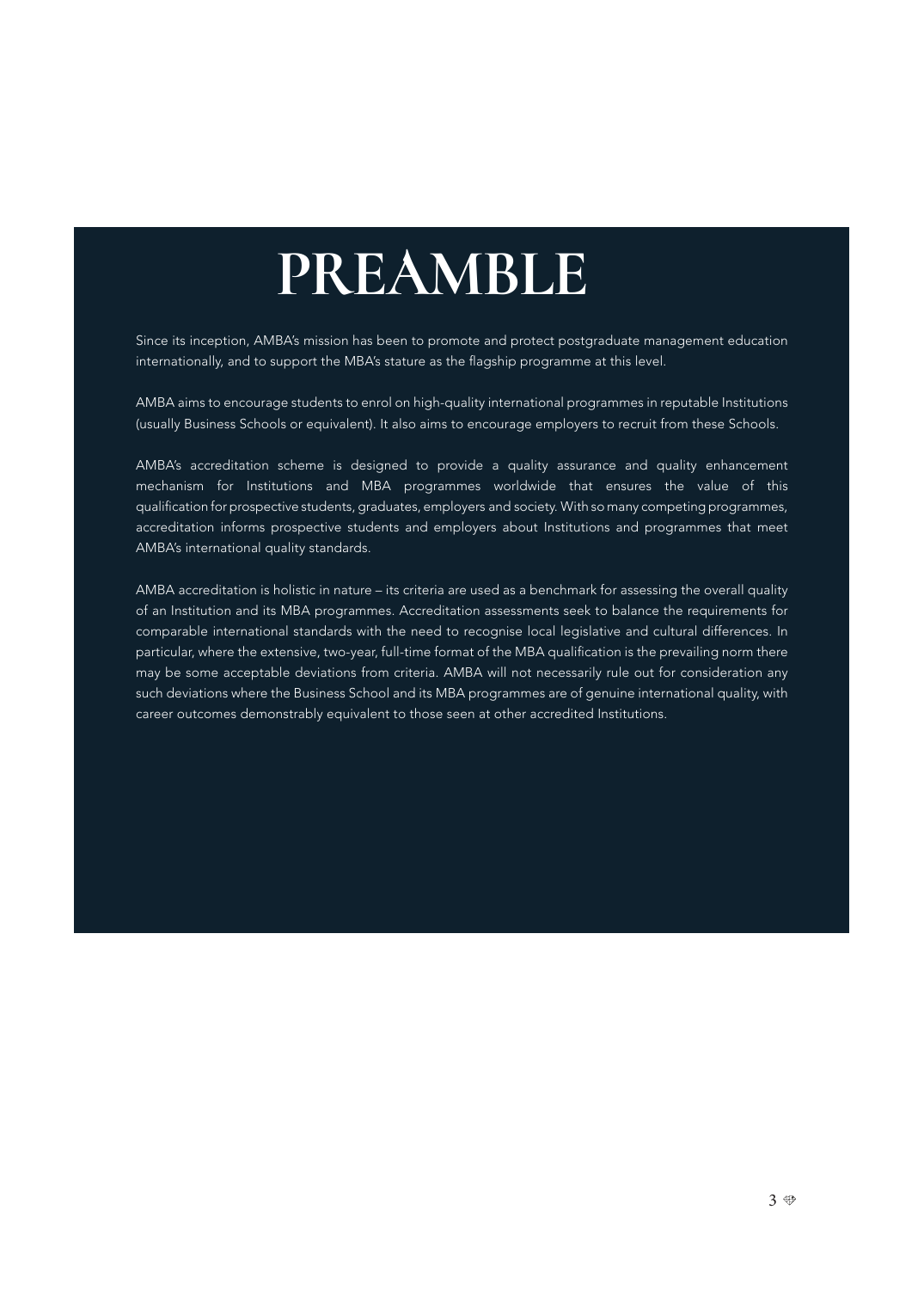# PREAMBLE

Since its inception, AMBA's mission has been to promote and protect postgraduate management education internationally, and to support the MBA's stature as the flagship programme at this level.

AMBA aims to encourage students to enrol on high-quality international programmes in reputable Institutions (usually Business Schools or equivalent). It also aims to encourage employers to recruit from these Schools.

AMBA's accreditation scheme is designed to provide a quality assurance and quality enhancement mechanism for Institutions and MBA programmes worldwide that ensures the value of this qualification for prospective students, graduates, employers and society. With so many competing programmes, accreditation informs prospective students and employers about Institutions and programmes that meet AMBA's international quality standards.

AMBA accreditation is holistic in nature – its criteria are used as a benchmark for assessing the overall quality of an Institution and its MBA programmes. Accreditation assessments seek to balance the requirements for comparable international standards with the need to recognise local legislative and cultural differences. In particular, where the extensive, two-year, full-time format of the MBA qualification is the prevailing norm there may be some acceptable deviations from criteria. AMBA will not necessarily rule out for consideration any such deviations where the Business School and its MBA programmes are of genuine international quality, with career outcomes demonstrably equivalent to those seen at other accredited Institutions.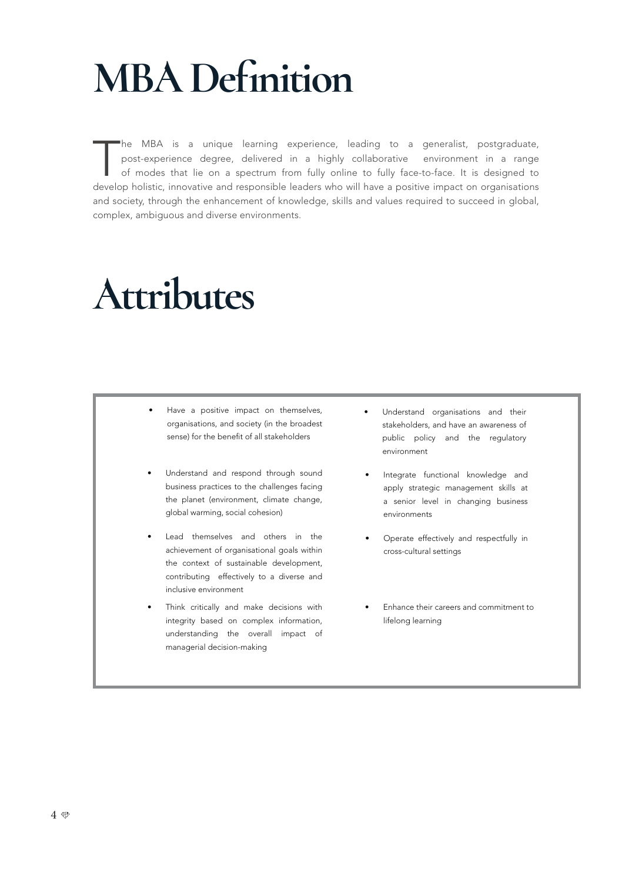# MBA Definition

The MBA is a unique learning experience, leading to a generalist, postgraduate, post-experience degree, delivered in a highly collaborative environment in a range of modes that lie on a spectrum from fully online to fully face-to-face. It is designed to develop holistic, innovative and responsible leaders who will have a positive impact on organisations and society, through the enhancement of knowledge, skills and values required to succeed in global, complex, ambiguous and diverse environments.

# Attributes

- Have a positive impact on themselves, organisations, and society (in the broadest sense) for the benefit of all stakeholders
- Understand and respond through sound business practices to the challenges facing the planet (environment, climate change, global warming, social cohesion)
- Lead themselves and others in the achievement of organisational goals within the context of sustainable development, contributing effectively to a diverse and inclusive environment
- Think critically and make decisions with integrity based on complex information, understanding the overall impact of managerial decision-making
- Understand organisations and their stakeholders, and have an awareness of public policy and the regulatory environment
- Integrate functional knowledge and apply strategic management skills at a senior level in changing business environments
- Operate effectively and respectfully in cross-cultural settings
- Enhance their careers and commitment to lifelong learning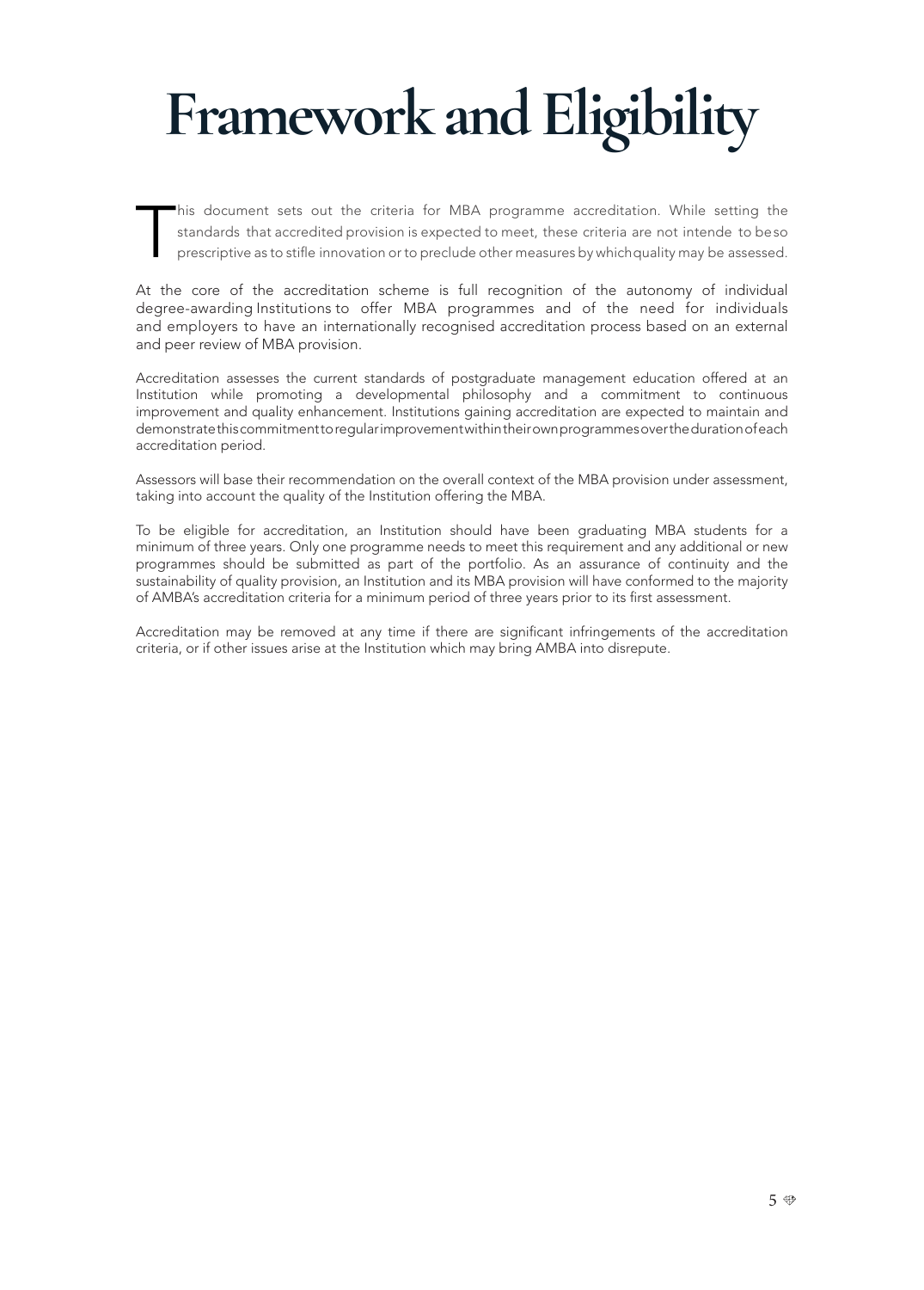# Framework and Eligibility

This document sets out the criteria for MBA programme accreditation. While setting the standards that accredited provision is expected to meet, these criteria are not intende to be so prescriptive as to stifle innovation or to preclude other measures by which quality may be assessed.

At the core of the accreditation scheme is full recognition of the autonomy of individual degree-awarding Institutions to offer MBA programmes and of the need for individuals and employers to have an internationally recognised accreditation process based on an external and peer review of MBA provision.

Accreditation assesses the current standards of postgraduate management education offered at an Institution while promoting a developmental philosophy and a commitment to continuous improvement and quality enhancement. Institutions gaining accreditation are expected to maintain and demonstrate this commitment to regular improvement within their own programmes over the duration of each accreditation period.

Assessors will base their recommendation on the overall context of the MBA provision under assessment, taking into account the quality of the Institution offering the MBA.

To be eligible for accreditation, an Institution should have been graduating MBA students for a minimum of three years. Only one programme needs to meet this requirement and any additional or new programmes should be submitted as part of the portfolio. As an assurance of continuity and the sustainability of quality provision, an Institution and its MBA provision will have conformed to the majority of AMBA's accreditation criteria for a minimum period of three years prior to its first assessment.

Accreditation may be removed at any time if there are significant infringements of the accreditation criteria, or if other issues arise at the Institution which may bring AMBA into disrepute.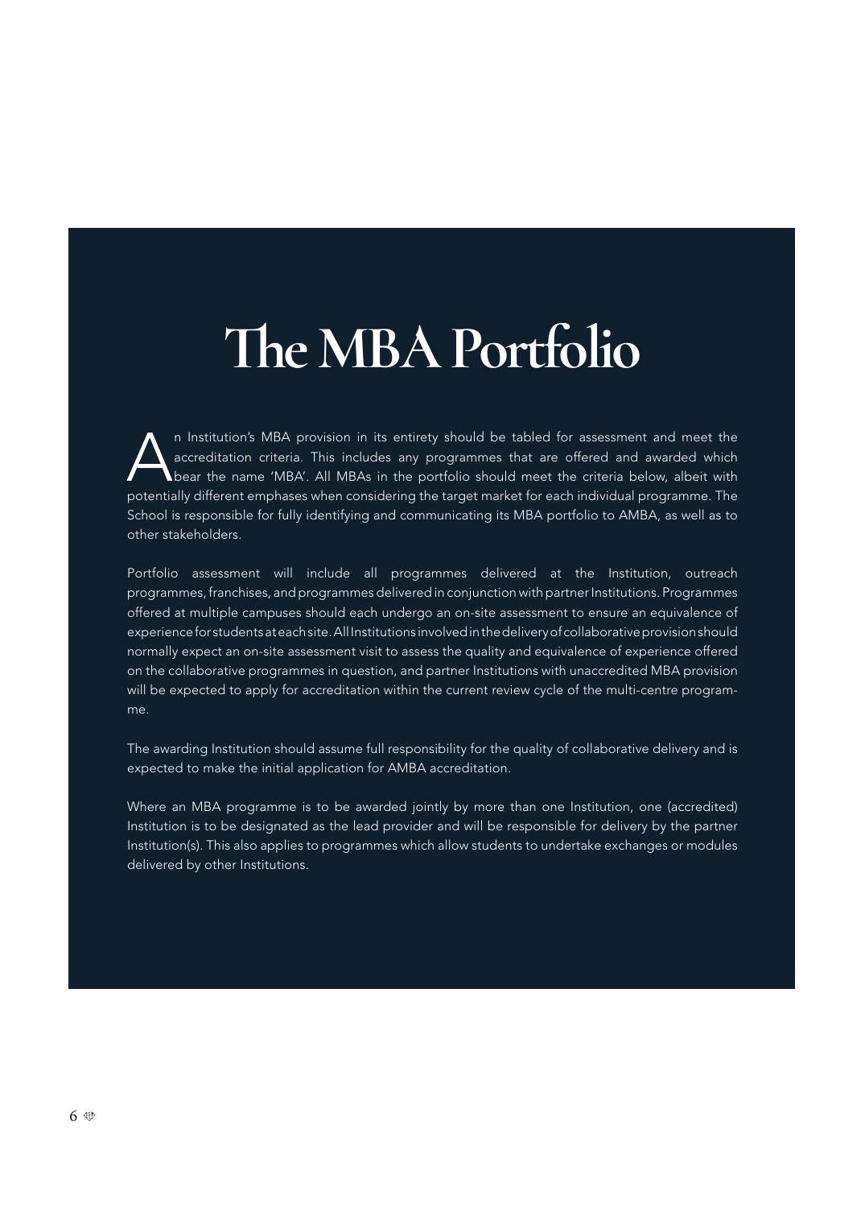# The MBA Portfolio

An Institution's MBA provision in its entirety should be tabled for assessment and meet the accreditation criteria. This includes any programmes that are offered and awarded which bear the name 'MBA'. All MBAs in the portfolio should meet the criteria below, albeit with potentially different emphases when considering the target market for each individual programme. The School is responsible for fully identifying and communicating its MBA portfolio to AMBA, as well as to other stakeholders.

Portfolio assessment will include all programmes delivered at the Institution, outreach programmes, franchises, and programmes delivered in conjunction with partner Institutions. Programmes offered at multiple campuses should each undergo an on-site assessment to ensure an equivalence of experience for students at each site. All Institutions involved in the delivery of collaborative provision should normally expect an on-site assessment visit to assess the quality and equivalence of experience offered on the collaborative programmes in question, and partner Institutions with unaccredited MBA provision will be expected to apply for accreditation within the current review cycle of the multi-centre programme.

The awarding Institution should assume full responsibility for the quality of collaborative delivery and is expected to make the initial application for AMBA accreditation.

Where an MBA programme is to be awarded jointly by more than one Institution, one (accredited) Institution is to be designated as the lead provider and will be responsible for delivery by the partner Institution(s). This also applies to programmes which allow students to undertake exchanges or modules delivered by other Institutions.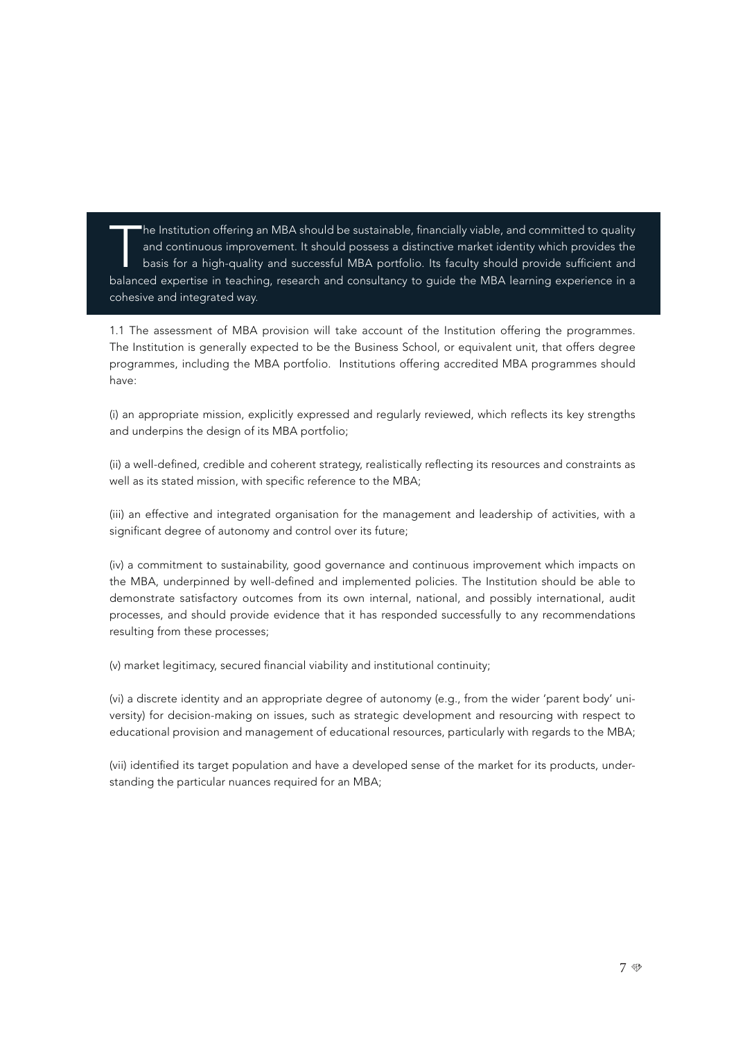The Institution offering an MBA should be sustainable, financially viable, and committed to quality and continuous improvement. It should possess a distinctive market identity which provides the basis for a high-quality and successful MBA portfolio. Its faculty should provide sufficient and balanced expertise in teaching, research and consultancy to guide the MBA learning experience in a cohesive and integrated way.

1.1 The assessment of MBA provision will take account of the Institution offering the programmes. The Institution is generally expected to be the Business School, or equivalent unit, that offers degree programmes, including the MBA portfolio. Institutions offering accredited MBA programmes should have:

(i) an appropriate mission, explicitly expressed and regularly reviewed, which reflects its key strengths and underpins the design of its MBA portfolio;

(ii) a well-defined, credible and coherent strategy, realistically reflecting its resources and constraints as well as its stated mission, with specific reference to the MBA;

(iii) an effective and integrated organisation for the management and leadership of activities, with a significant degree of autonomy and control over its future;

(iv) a commitment to sustainability, good governance and continuous improvement which impacts on the MBA, underpinned by well-defined and implemented policies. The Institution should be able to demonstrate satisfactory outcomes from its own internal, national, and possibly international, audit processes, and should provide evidence that it has responded successfully to any recommendations resulting from these processes;

(v) market legitimacy, secured financial viability and institutional continuity;

(vi) a discrete identity and an appropriate degree of autonomy (e.g., from the wider 'parent body' university) for decision-making on issues, such as strategic development and resourcing with respect to educational provision and management of educational resources, particularly with regards to the MBA;

(vii) identified its target population and have a developed sense of the market for its products, understanding the particular nuances required for an MBA;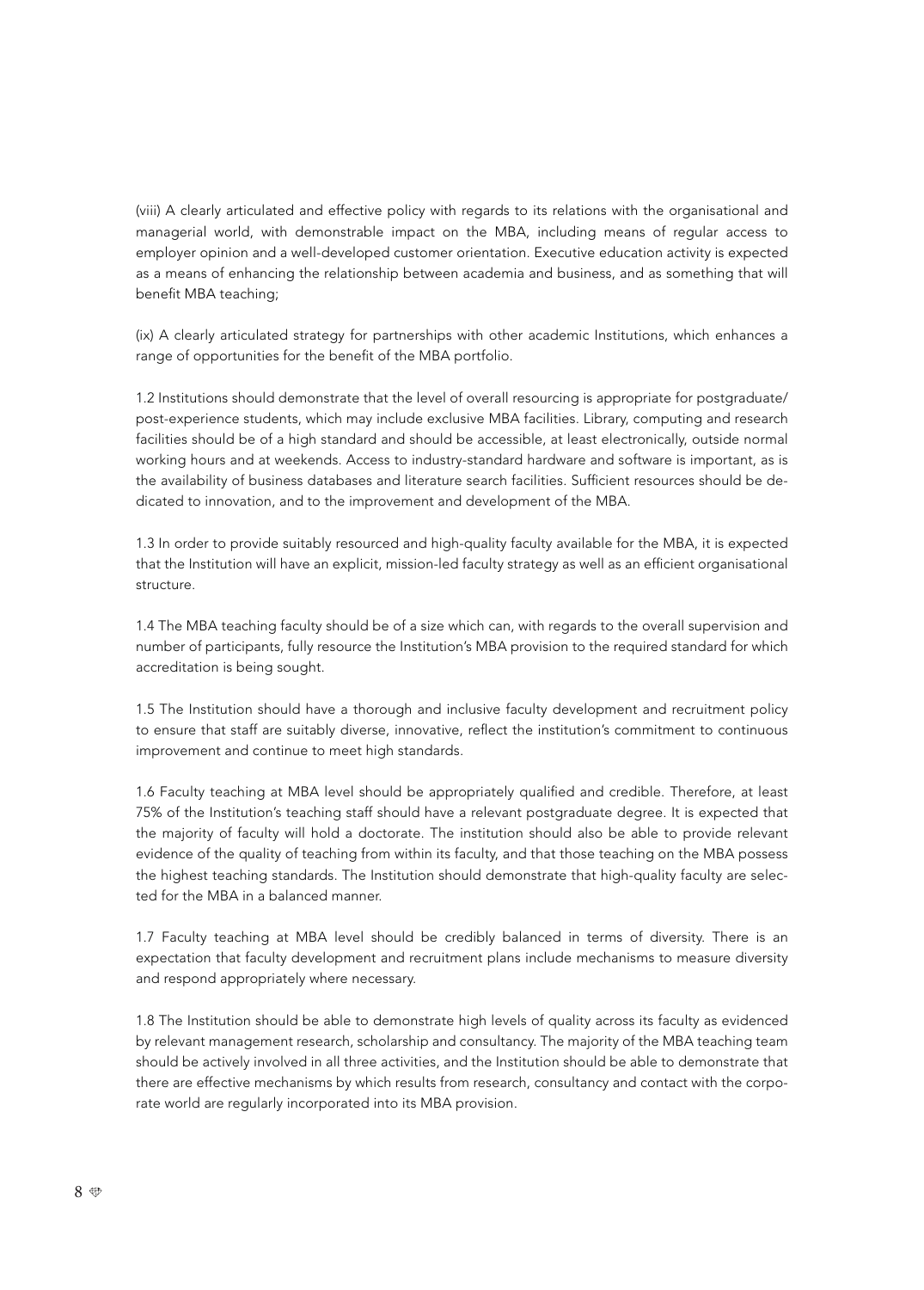(viii) A clearly articulated and effective policy with regards to its relations with the organisational and managerial world, with demonstrable impact on the MBA, including means of regular access to employer opinion and a well-developed customer orientation. Executive education activity is expected as a means of enhancing the relationship between academia and business, and as something that will benefit MBA teaching;

(ix) A clearly articulated strategy for partnerships with other academic Institutions, which enhances a range of opportunities for the benefit of the MBA portfolio.

1.2 Institutions should demonstrate that the level of overall resourcing is appropriate for postgraduate/ post-experience students, which may include exclusive MBA facilities. Library, computing and research facilities should be of a high standard and should be accessible, at least electronically, outside normal working hours and at weekends. Access to industry-standard hardware and software is important, as is the availability of business databases and literature search facilities. Sufficient resources should be dedicated to innovation, and to the improvement and development of the MBA.

1.3 In order to provide suitably resourced and high-quality faculty available for the MBA, it is expected that the Institution will have an explicit, mission-led faculty strategy as well as an efficient organisational structure.

1.4 The MBA teaching faculty should be of a size which can, with regards to the overall supervision and number of participants, fully resource the Institution's MBA provision to the required standard for which accreditation is being sought.

1.5 The Institution should have a thorough and inclusive faculty development and recruitment policy to ensure that staff are suitably diverse, innovative, reflect the institution's commitment to continuous improvement and continue to meet high standards.

1.6 Faculty teaching at MBA level should be appropriately qualified and credible. Therefore, at least 75% of the Institution's teaching staff should have a relevant postgraduate degree. It is expected that the majority of faculty will hold a doctorate. The institution should also be able to provide relevant evidence of the quality of teaching from within its faculty, and that those teaching on the MBA possess the highest teaching standards. The Institution should demonstrate that high-quality faculty are selected for the MBA in a balanced manner.

1.7 Faculty teaching at MBA level should be credibly balanced in terms of diversity. There is an expectation that faculty development and recruitment plans include mechanisms to measure diversity and respond appropriately where necessary.

1.8 The Institution should be able to demonstrate high levels of quality across its faculty as evidenced by relevant management research, scholarship and consultancy. The majority of the MBA teaching team should be actively involved in all three activities, and the Institution should be able to demonstrate that there are effective mechanisms by which results from research, consultancy and contact with the corporate world are regularly incorporated into its MBA provision.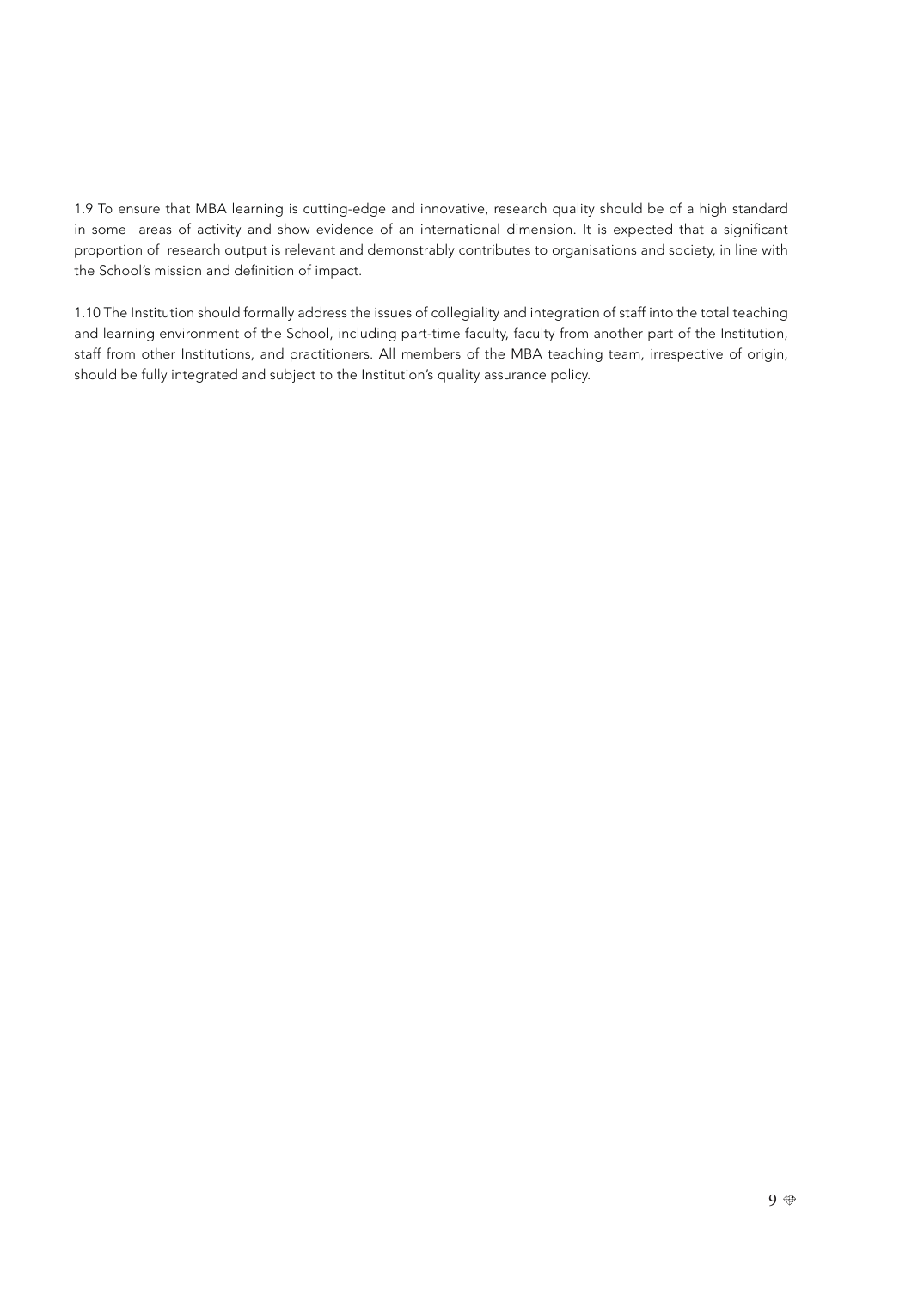1.9 To ensure that MBA learning is cutting-edge and innovative, research quality should be of a high standard in some areas of activity and show evidence of an international dimension. It is expected that a significant proportion of research output is relevant and demonstrably contributes to organisations and society, in line with the School's mission and definition of impact.

1.10 The Institution should formally address the issues of collegiality and integration of staff into the total teaching and learning environment of the School, including part-time faculty, faculty from another part of the Institution, staff from other Institutions, and practitioners. All members of the MBA teaching team, irrespective of origin, should be fully integrated and subject to the Institution's quality assurance policy.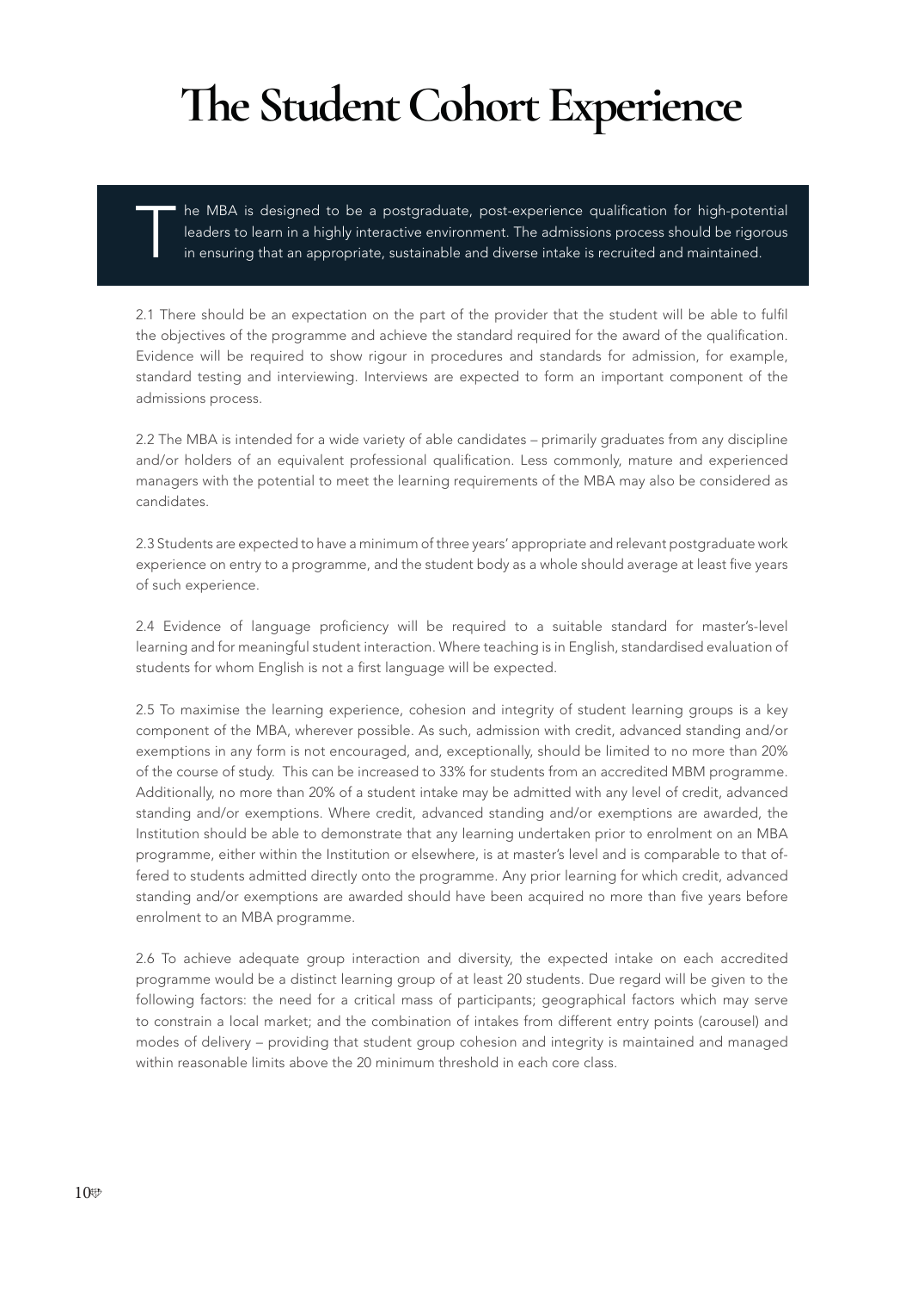# The Student Cohort Experience

The MBA is designed to be a postgraduate, post-experience qualification for high-potential leaders to learn in a highly interactive environment. The admissions process should be rigorous in ensuring that an appropriate, sustainable and diverse intake is recruited and maintained.

2.1 There should be an expectation on the part of the provider that the student will be able to fulfil the objectives of the programme and achieve the standard required for the award of the qualification. Evidence will be required to show rigour in procedures and standards for admission, for example, standard testing and interviewing. Interviews are expected to form an important component of the admissions process.

2.2 The MBA is intended for a wide variety of able candidates – primarily graduates from any discipline and/or holders of an equivalent professional qualification. Less commonly, mature and experienced managers with the potential to meet the learning requirements of the MBA may also be considered as candidates.

2.3 Students are expected to have a minimum of three years' appropriate and relevant postgraduate work experience on entry to a programme, and the student body as a whole should average at least five years of such experience.

2.4 Evidence of language proficiency will be required to a suitable standard for master's-level learning and for meaningful student interaction. Where teaching is in English, standardised evaluation of students for whom English is not a first language will be expected.

2.5 To maximise the learning experience, cohesion and integrity of student learning groups is a key component of the MBA, wherever possible. As such, admission with credit, advanced standing and/or exemptions in any form is not encouraged, and, exceptionally, should be limited to no more than 20% of the course of study. This can be increased to 33% for students from an accredited MBM programme. Additionally, no more than 20% of a student intake may be admitted with any level of credit, advanced standing and/or exemptions. Where credit, advanced standing and/or exemptions are awarded, the Institution should be able to demonstrate that any learning undertaken prior to enrolment on an MBA programme, either within the Institution or elsewhere, is at master's level and is comparable to that offered to students admitted directly onto the programme. Any prior learning for which credit, advanced standing and/or exemptions are awarded should have been acquired no more than five years before enrolment to an MBA programme.

2.6 To achieve adequate group interaction and diversity, the expected intake on each accredited programme would be a distinct learning group of at least 20 students. Due regard will be given to the following factors: the need for a critical mass of participants; geographical factors which may serve to constrain a local market; and the combination of intakes from different entry points (carousel) and modes of delivery – providing that student group cohesion and integrity is maintained and managed within reasonable limits above the 20 minimum threshold in each core class.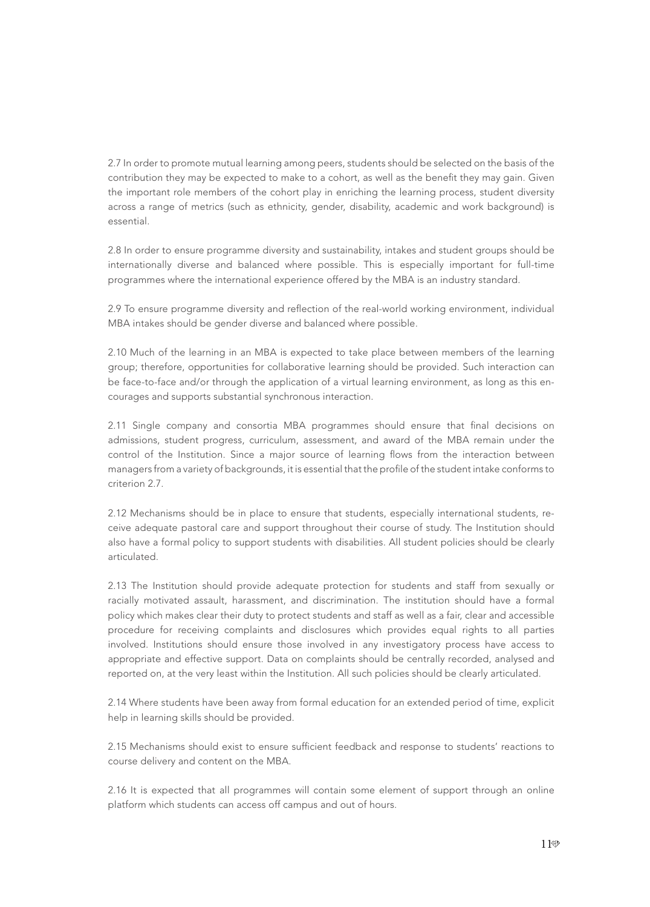2.7 In order to promote mutual learning among peers, students should be selected on the basis of the contribution they may be expected to make to a cohort, as well as the benefit they may gain. Given the important role members of the cohort play in enriching the learning process, student diversity across a range of metrics (such as ethnicity, gender, disability, academic and work background) is essential.

2.8 In order to ensure programme diversity and sustainability, intakes and student groups should be internationally diverse and balanced where possible. This is especially important for full-time programmes where the international experience offered by the MBA is an industry standard.

2.9 To ensure programme diversity and reflection of the real-world working environment, individual MBA intakes should be gender diverse and balanced where possible.

2.10 Much of the learning in an MBA is expected to take place between members of the learning group; therefore, opportunities for collaborative learning should be provided. Such interaction can be face-to-face and/or through the application of a virtual learning environment, as long as this encourages and supports substantial synchronous interaction.

2.11 Single company and consortia MBA programmes should ensure that final decisions on admissions, student progress, curriculum, assessment, and award of the MBA remain under the control of the Institution. Since a major source of learning flows from the interaction between managers from a variety of backgrounds, it is essential that the profile of the student intake conforms to criterion 2.7.

2.12 Mechanisms should be in place to ensure that students, especially international students, receive adequate pastoral care and support throughout their course of study. The Institution should also have a formal policy to support students with disabilities. All student policies should be clearly articulated.

2.13 The Institution should provide adequate protection for students and staff from sexually or racially motivated assault, harassment, and discrimination. The institution should have a formal policy which makes clear their duty to protect students and staff as well as a fair, clear and accessible procedure for receiving complaints and disclosures which provides equal rights to all parties involved. Institutions should ensure those involved in any investigatory process have access to appropriate and effective support. Data on complaints should be centrally recorded, analysed and reported on, at the very least within the Institution. All such policies should be clearly articulated.

2.14 Where students have been away from formal education for an extended period of time, explicit help in learning skills should be provided.

2.15 Mechanisms should exist to ensure sufficient feedback and response to students' reactions to course delivery and content on the MBA.

2.16 It is expected that all programmes will contain some element of support through an online platform which students can access off campus and out of hours.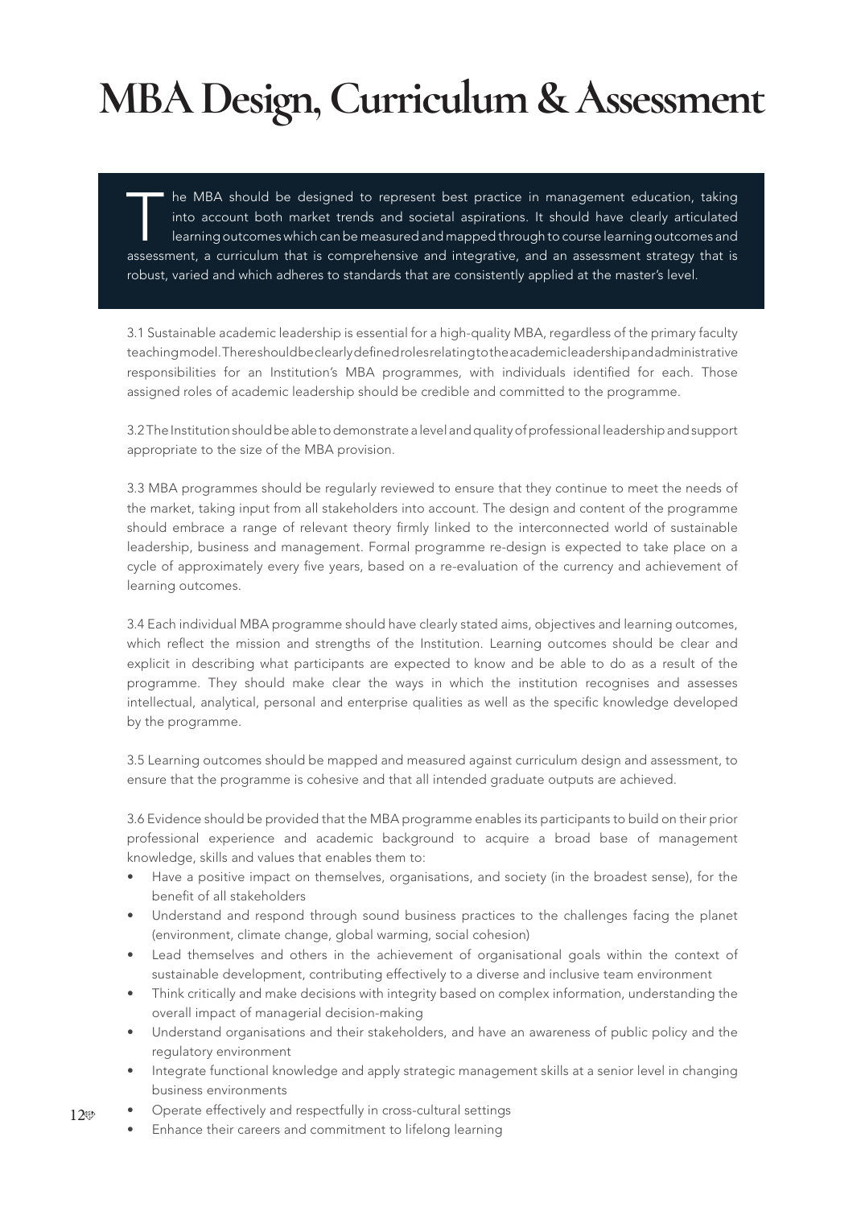# MBA Design, Curriculum & Assessment

The MBA should be designed to represent best practice in management education, taking into account both market trends and societal aspirations. It should have clearly articulated learning outcomes which can be measured and mapped through to course learning outcomes and assessment, a curriculum that is comprehensive and integrative, and an assessment strategy that is robust, varied and which adheres to standards that are consistently applied at the master's level.

3.1 Sustainable academic leadership is essential for a high-quality MBA, regardless of the primary faculty teaching model. There should be clearly defined roles relating to the academic leadership and administrative responsibilities for an Institution's MBA programmes, with individuals identified for each. Those assigned roles of academic leadership should be credible and committed to the programme.

3.2 The Institution should be able to demonstrate a level and quality of professional leadership and support appropriate to the size of the MBA provision.

3.3 MBA programmes should be regularly reviewed to ensure that they continue to meet the needs of the market, taking input from all stakeholders into account. The design and content of the programme should embrace a range of relevant theory firmly linked to the interconnected world of sustainable leadership, business and management. Formal programme re-design is expected to take place on a cycle of approximately every five years, based on a re-evaluation of the currency and achievement of learning outcomes.

3.4 Each individual MBA programme should have clearly stated aims, objectives and learning outcomes, which reflect the mission and strengths of the Institution. Learning outcomes should be clear and explicit in describing what participants are expected to know and be able to do as a result of the programme. They should make clear the ways in which the institution recognises and assesses intellectual, analytical, personal and enterprise qualities as well as the specific knowledge developed by the programme.

3.5 Learning outcomes should be mapped and measured against curriculum design and assessment, to ensure that the programme is cohesive and that all intended graduate outputs are achieved.

3.6 Evidence should be provided that the MBA programme enables its participants to build on their prior professional experience and academic background to acquire a broad base of management knowledge, skills and values that enables them to:

- Have a positive impact on themselves, organisations, and society (in the broadest sense), for the benefit of all stakeholders
- Understand and respond through sound business practices to the challenges facing the planet (environment, climate change, global warming, social cohesion)
- Lead themselves and others in the achievement of organisational goals within the context of sustainable development, contributing effectively to a diverse and inclusive team environment
- Think critically and make decisions with integrity based on complex information, understanding the overall impact of managerial decision-making
- Understand organisations and their stakeholders, and have an awareness of public policy and the regulatory environment
- Integrate functional knowledge and apply strategic management skills at a senior level in changing business environments
- Operate effectively and respectfully in cross-cultural settings
- Enhance their careers and commitment to lifelong learning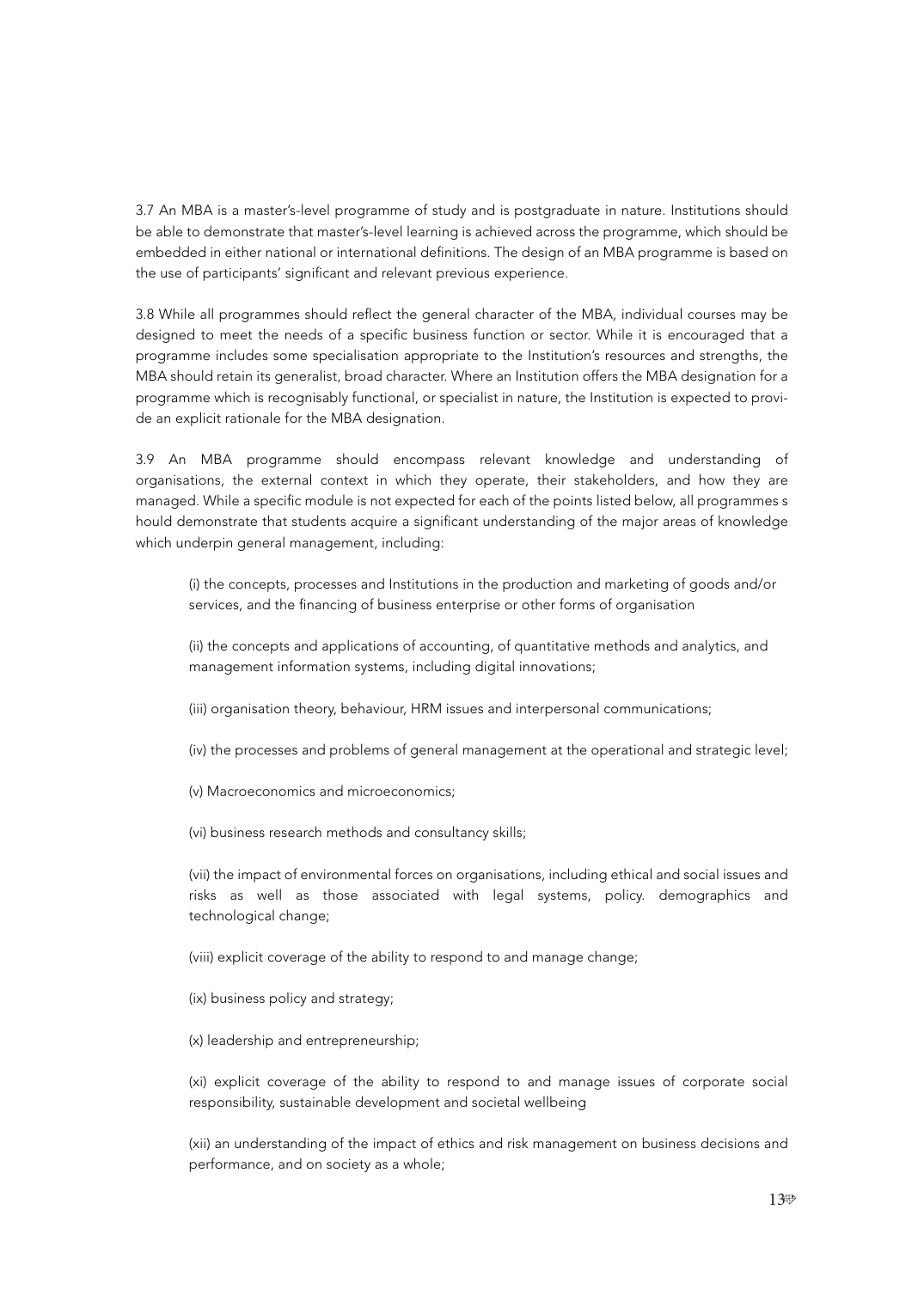3.7 An MBA is a master's-level programme of study and is postgraduate in nature. Institutions should be able to demonstrate that master's-level learning is achieved across the programme, which should be embedded in either national or international definitions. The design of an MBA programme is based on the use of participants' significant and relevant previous experience.

3.8 While all programmes should reflect the general character of the MBA, individual courses may be designed to meet the needs of a specific business function or sector. While it is encouraged that a programme includes some specialisation appropriate to the Institution's resources and strengths, the MBA should retain its generalist, broad character. Where an Institution offers the MBA designation for a programme which is recognisably functional, or specialist in nature, the Institution is expected to provide an explicit rationale for the MBA designation.

3.9 An MBA programme should encompass relevant knowledge and understanding of organisations, the external context in which they operate, their stakeholders, and how they are managed. While a specific module is not expected for each of the points listed below, all programmes should demonstrate that students acquire a significant understanding of the major areas of knowledge which underpin general management, including:

(i) the concepts, processes and Institutions in the production and marketing of goods and/or services, and the financing of business enterprise or other forms of organisation

(ii) the concepts and applications of accounting, of quantitative methods and analytics, and management information systems, including digital innovations;

(iii) organisation theory, behaviour, HRM issues and interpersonal communications;

(iv) the processes and problems of general management at the operational and strategic level;

(v) Macroeconomics and microeconomics;

(vi) business research methods and consultancy skills;

(vii) the impact of environmental forces on organisations, including ethical and social issues and risks as well as those associated with legal systems, policy. demographics and technological change;

(viii) explicit coverage of the ability to respond to and manage change;

(ix) business policy and strategy;

(x) leadership and entrepreneurship;

(xi) explicit coverage of the ability to respond to and manage issues of corporate social responsibility, sustainable development and societal wellbeing

(xii) an understanding of the impact of ethics and risk management on business decisions and performance, and on society as a whole;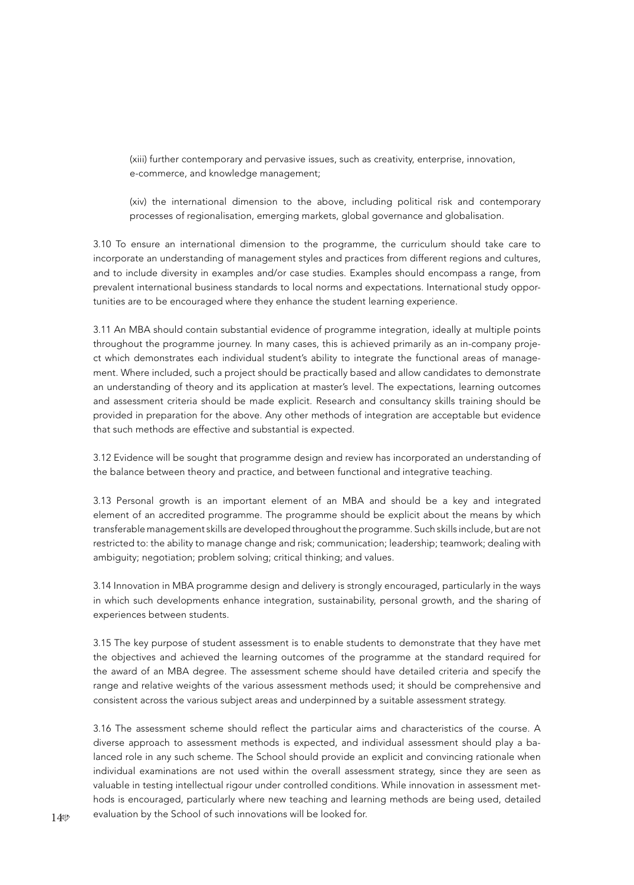(xiii) further contemporary and pervasive issues, such as creativity, enterprise, innovation, e-commerce, and knowledge management;

(xiv) the international dimension to the above, including political risk and contemporary processes of regionalisation, emerging markets, global governance and globalisation.

3.10 To ensure an international dimension to the programme, the curriculum should take care to incorporate an understanding of management styles and practices from different regions and cultures, and to include diversity in examples and/or case studies. Examples should encompass a range, from prevalent international business standards to local norms and expectations. International study opportunities are to be encouraged where they enhance the student learning experience.

3.11 An MBA should contain substantial evidence of programme integration, ideally at multiple points throughout the programme journey. In many cases, this is achieved primarily as an in-company project which demonstrates each individual student's ability to integrate the functional areas of management. Where included, such a project should be practically based and allow candidates to demonstrate an understanding of theory and its application at master's level. The expectations, learning outcomes and assessment criteria should be made explicit. Research and consultancy skills training should be provided in preparation for the above. Any other methods of integration are acceptable but evidence that such methods are effective and substantial is expected.

3.12 Evidence will be sought that programme design and review has incorporated an understanding of the balance between theory and practice, and between functional and integrative teaching.

3.13 Personal growth is an important element of an MBA and should be a key and integrated element of an accredited programme. The programme should be explicit about the means by which transferable management skills are developed throughout the programme. Such skills include, but are not restricted to: the ability to manage change and risk; communication; leadership; teamwork; dealing with ambiguity; negotiation; problem solving; critical thinking; and values.

3.14 Innovation in MBA programme design and delivery is strongly encouraged, particularly in the ways in which such developments enhance integration, sustainability, personal growth, and the sharing of experiences between students.

3.15 The key purpose of student assessment is to enable students to demonstrate that they have met the objectives and achieved the learning outcomes of the programme at the standard required for the award of an MBA degree. The assessment scheme should have detailed criteria and specify the range and relative weights of the various assessment methods used; it should be comprehensive and consistent across the various subject areas and underpinned by a suitable assessment strategy.

3.16 The assessment scheme should reflect the particular aims and characteristics of the course. A diverse approach to assessment methods is expected, and individual assessment should play a balanced role in any such scheme. The School should provide an explicit and convincing rationale when individual examinations are not used within the overall assessment strategy, since they are seen as valuable in testing intellectual rigour under controlled conditions. While innovation in assessment methods is encouraged, particularly where new teaching and learning methods are being used, detailed evaluation by the School of such innovations will be looked for.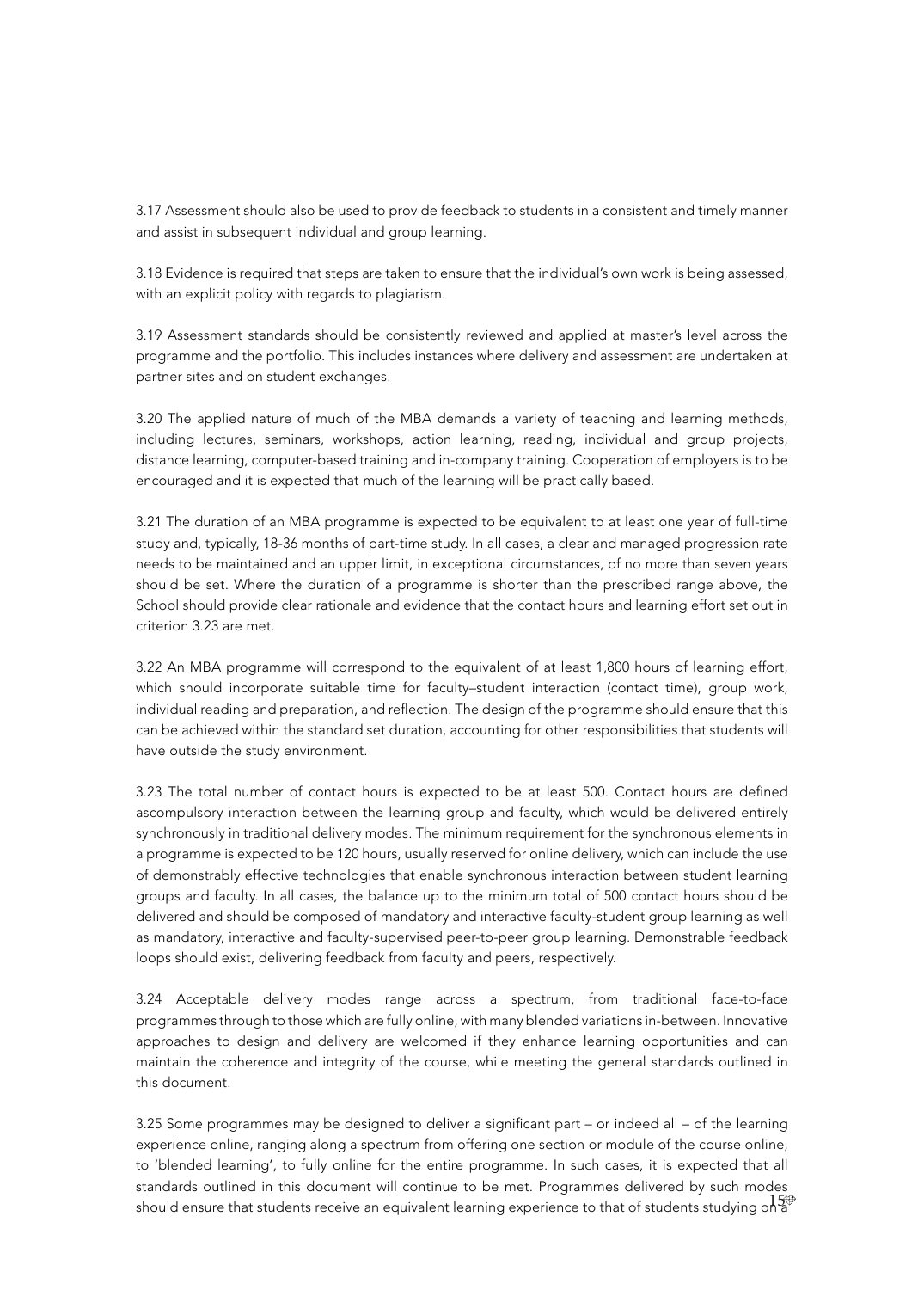3.17 Assessment should also be used to provide feedback to students in a consistent and timely manner and assist in subsequent individual and group learning.

3.18 Evidence is required that steps are taken to ensure that the individual's own work is being assessed, with an explicit policy with regards to plagiarism.

3.19 Assessment standards should be consistently reviewed and applied at master's level across the programme and the portfolio. This includes instances where delivery and assessment are undertaken at partner sites and on student exchanges.

3.20 The applied nature of much of the MBA demands a variety of teaching and learning methods, including lectures, seminars, workshops, action learning, reading, individual and group projects, distance learning, computer-based training and in-company training. Cooperation of employers is to be encouraged and it is expected that much of the learning will be practically based.

3.21 The duration of an MBA programme is expected to be equivalent to at least one year of full-time study and, typically, 18-36 months of part-time study. In all cases, a clear and managed progression rate needs to be maintained and an upper limit, in exceptional circumstances, of no more than seven years should be set. Where the duration of a programme is shorter than the prescribed range above, the School should provide clear rationale and evidence that the contact hours and learning effort set out in criterion 3.23 are met.

3.22 An MBA programme will correspond to the equivalent of at least 1,800 hours of learning effort, which should incorporate suitable time for faculty–student interaction (contact time), group work, individual reading and preparation, and reflection. The design of the programme should ensure that this can be achieved within the standard set duration, accounting for other responsibilities that students will have outside the study environment.

3.23 The total number of contact hours is expected to be at least 500. Contact hours are defined ascompulsory interaction between the learning group and faculty, which would be delivered entirely synchronously in traditional delivery modes. The minimum requirement for the synchronous elements in a programme is expected to be 120 hours, usually reserved for online delivery, which can include the use of demonstrably effective technologies that enable synchronous interaction between student learning groups and faculty. In all cases, the balance up to the minimum total of 500 contact hours should be delivered and should be composed of mandatory and interactive faculty-student group learning as well as mandatory, interactive and faculty-supervised peer-to-peer group learning. Demonstrable feedback loops should exist, delivering feedback from faculty and peers, respectively.

3.24 Acceptable delivery modes range across a spectrum, from traditional face-to-face programmes through to those which are fully online, with many blended variations in-between. Innovative approaches to design and delivery are welcomed if they enhance learning opportunities and can maintain the coherence and integrity of the course, while meeting the general standards outlined in this document.

3.25 Some programmes may be designed to deliver a significant part – or indeed all – of the learning experience online, ranging along a spectrum from offering one section or module of the course online, to 'blended learning', to fully online for the entire programme. In such cases, it is expected that all standards outlined in this document will continue to be met. Programmes delivered by such modes should ensure that students receive an equivalent learning experience to that of students studying on a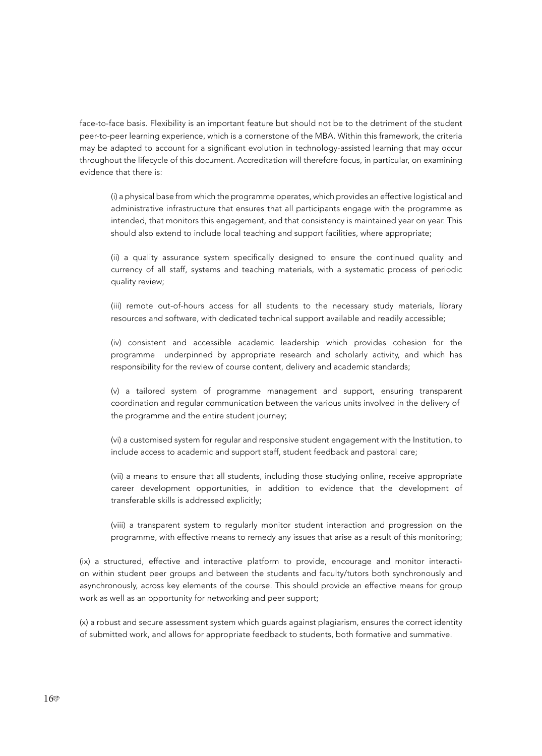face-to-face basis. Flexibility is an important feature but should not be to the detriment of the student peer-to-peer learning experience, which is a cornerstone of the MBA. Within this framework, the criteria may be adapted to account for a significant evolution in technology-assisted learning that may occur throughout the lifecycle of this document. Accreditation will therefore focus, in particular, on examining evidence that there is:

(i) a physical base from which the programme operates, which provides an effective logistical and administrative infrastructure that ensures that all participants engage with the programme as intended, that monitors this engagement, and that consistency is maintained year on year. This should also extend to include local teaching and support facilities, where appropriate;

(ii) a quality assurance system specifically designed to ensure the continued quality and currency of all staff, systems and teaching materials, with a systematic process of periodic quality review;

(iii) remote out-of-hours access for all students to the necessary study materials, library resources and software, with dedicated technical support available and readily accessible;

(iv) consistent and accessible academic leadership which provides cohesion for the programme underpinned by appropriate research and scholarly activity, and which has responsibility for the review of course content, delivery and academic standards;

(v) a tailored system of programme management and support, ensuring transparent coordination and regular communication between the various units involved in the delivery of the programme and the entire student journey;

(vi) a customised system for regular and responsive student engagement with the Institution, to include access to academic and support staff, student feedback and pastoral care;

(vii) a means to ensure that all students, including those studying online, receive appropriate career development opportunities, in addition to evidence that the development of transferable skills is addressed explicitly;

(viii) a transparent system to regularly monitor student interaction and progression on the programme, with effective means to remedy any issues that arise as a result of this monitoring;

(ix) a structured, effective and interactive platform to provide, encourage and monitor interaction within student peer groups and between the students and faculty/tutors both synchronously and asynchronously, across key elements of the course. This should provide an effective means for group work as well as an opportunity for networking and peer support;

(x) a robust and secure assessment system which guards against plagiarism, ensures the correct identity of submitted work, and allows for appropriate feedback to students, both formative and summative.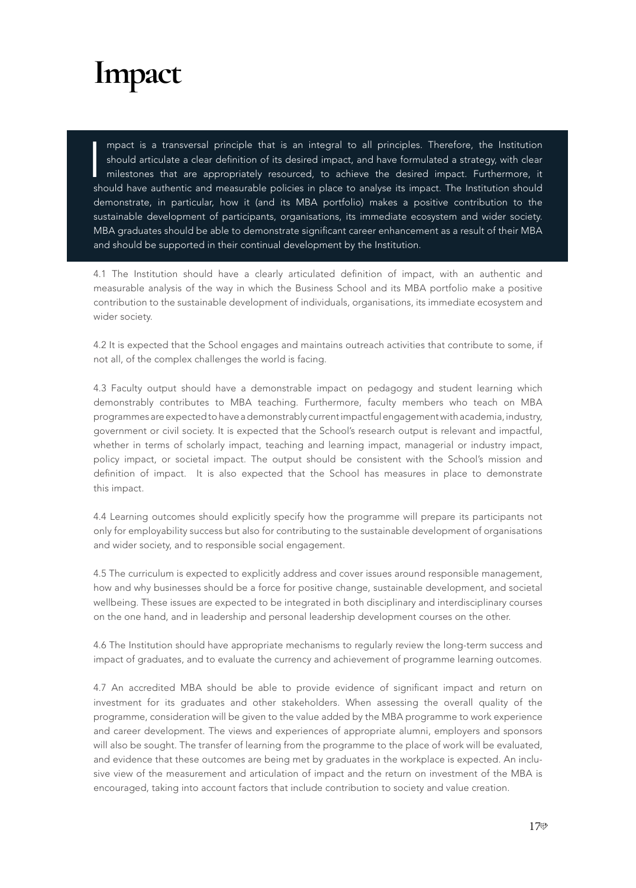# Impact

Impact is a transversal principle that is an integral to all principles. Therefore, the Institution should articulate a clear definition of its desired impact, and have formulated a strategy, with clear milestones that are appropriately resourced, to achieve the desired impact. Furthermore, it should have authentic and measurable policies in place to analyse its impact. The Institution should demonstrate, in particular, how it (and its MBA portfolio) makes a positive contribution to the sustainable development of participants, organisations, its immediate ecosystem and wider society. MBA graduates should be able to demonstrate significant career enhancement as a result of their MBA and should be supported in their continual development by the Institution.

4.1 The Institution should have a clearly articulated definition of impact, with an authentic and measurable analysis of the way in which the Business School and its MBA portfolio make a positive contribution to the sustainable development of individuals, organisations, its immediate ecosystem and wider society.

4.2 It is expected that the School engages and maintains outreach activities that contribute to some, if not all, of the complex challenges the world is facing.

4.3 Faculty output should have a demonstrable impact on pedagogy and student learning which demonstrably contributes to MBA teaching. Furthermore, faculty members who teach on MBA programmes are expected to have a demonstrably current impactful engagement with academia, industry, government or civil society. It is expected that the School's research output is relevant and impactful, whether in terms of scholarly impact, teaching and learning impact, managerial or industry impact, policy impact, or societal impact. The output should be consistent with the School's mission and definition of impact. It is also expected that the School has measures in place to demonstrate this impact.

4.4 Learning outcomes should explicitly specify how the programme will prepare its participants not only for employability success but also for contributing to the sustainable development of organisations and wider society, and to responsible social engagement.

4.5 The curriculum is expected to explicitly address and cover issues around responsible management, how and why businesses should be a force for positive change, sustainable development, and societal wellbeing. These issues are expected to be integrated in both disciplinary and interdisciplinary courses on the one hand, and in leadership and personal leadership development courses on the other.

4.6 The Institution should have appropriate mechanisms to regularly review the long-term success and impact of graduates, and to evaluate the currency and achievement of programme learning outcomes.

4.7 An accredited MBA should be able to provide evidence of significant impact and return on investment for its graduates and other stakeholders. When assessing the overall quality of the programme, consideration will be given to the value added by the MBA programme to work experience and career development. The views and experiences of appropriate alumni, employers and sponsors will also be sought. The transfer of learning from the programme to the place of work will be evaluated, and evidence that these outcomes are being met by graduates in the workplace is expected. An inclusive view of the measurement and articulation of impact and the return on investment of the MBA is encouraged, taking into account factors that include contribution to society and value creation.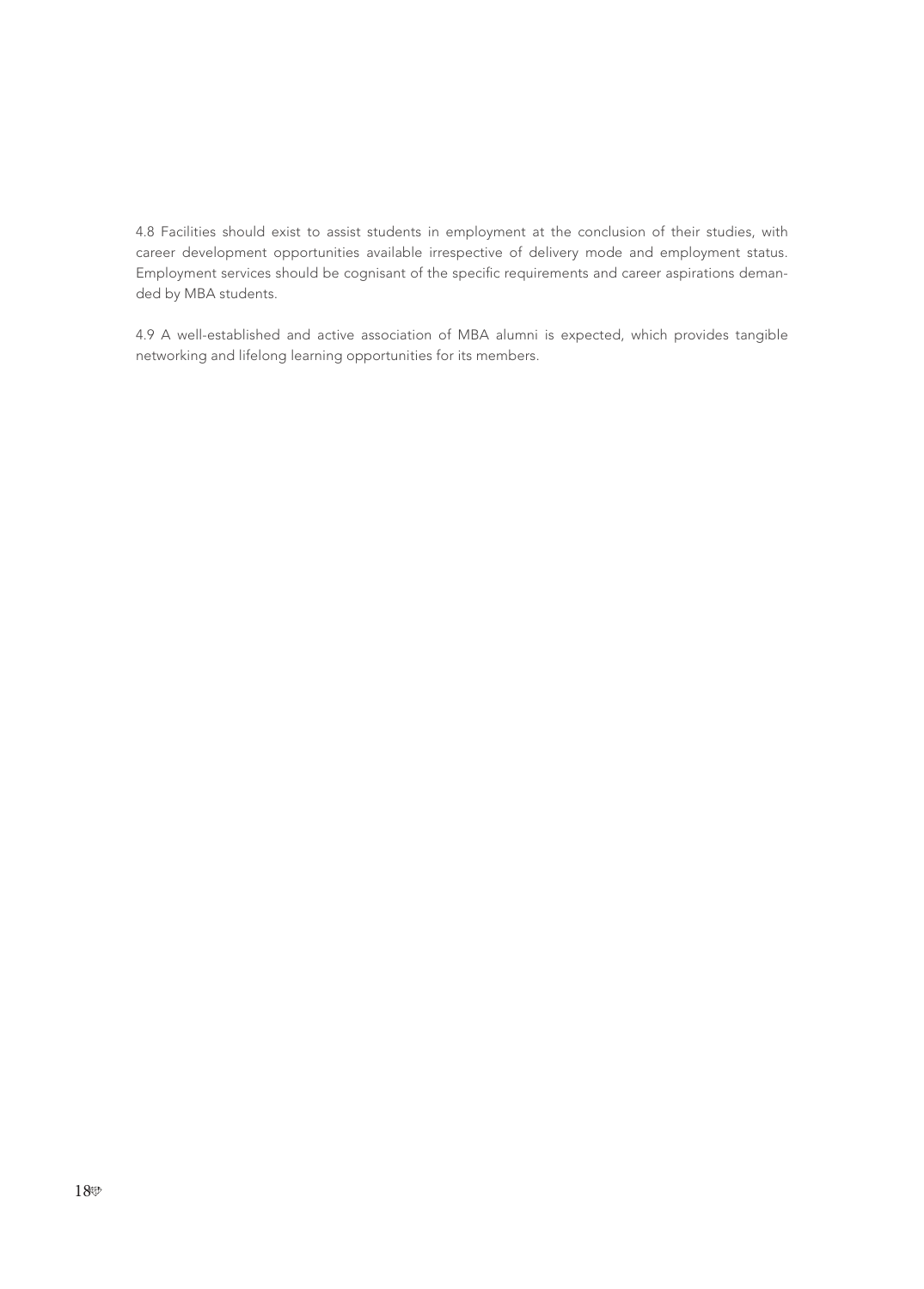4.8 Facilities should exist to assist students in employment at the conclusion of their studies, with career development opportunities available irrespective of delivery mode and employment status. Employment services should be cognisant of the specific requirements and career aspirations demanded by MBA students.

4.9 A well-established and active association of MBA alumni is expected, which provides tangible networking and lifelong learning opportunities for its members.